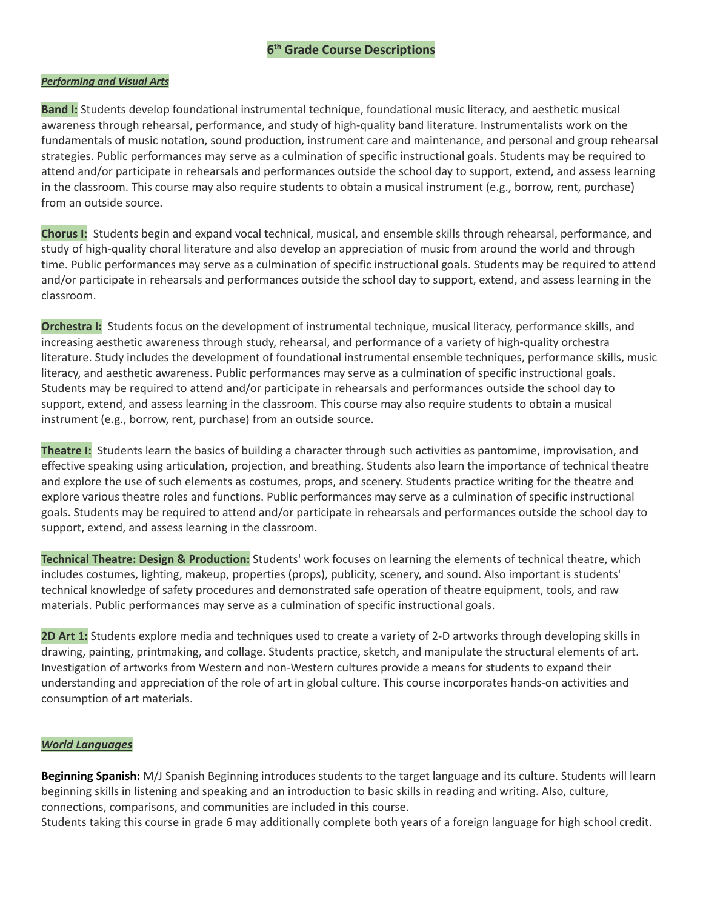# 6th Grade Course Descriptions

***Performing and Visual Arts***

**Band I:** Students develop foundational instrumental technique, foundational music literacy, and aesthetic musical awareness through rehearsal, performance, and study of high-quality band literature. Instrumentalists work on the fundamentals of music notation, sound production, instrument care and maintenance, and personal and group rehearsal strategies. Public performances may serve as a culmination of specific instructional goals. Students may be required to attend and/or participate in rehearsals and performances outside the school day to support, extend, and assess learning in the classroom. This course may also require students to obtain a musical instrument (e.g., borrow, rent, purchase) from an outside source.

**Chorus I:** Students begin and expand vocal technical, musical, and ensemble skills through rehearsal, performance, and study of high-quality choral literature and also develop an appreciation of music from around the world and through time. Public performances may serve as a culmination of specific instructional goals. Students may be required to attend and/or participate in rehearsals and performances outside the school day to support, extend, and assess learning in the classroom.

**Orchestra I:** Students focus on the development of instrumental technique, musical literacy, performance skills, and increasing aesthetic awareness through study, rehearsal, and performance of a variety of high-quality orchestra literature. Study includes the development of foundational instrumental ensemble techniques, performance skills, music literacy, and aesthetic awareness. Public performances may serve as a culmination of specific instructional goals. Students may be required to attend and/or participate in rehearsals and performances outside the school day to support, extend, and assess learning in the classroom. This course may also require students to obtain a musical instrument (e.g., borrow, rent, purchase) from an outside source.

**Theatre I:** Students learn the basics of building a character through such activities as pantomime, improvisation, and effective speaking using articulation, projection, and breathing. Students also learn the importance of technical theatre and explore the use of such elements as costumes, props, and scenery. Students practice writing for the theatre and explore various theatre roles and functions. Public performances may serve as a culmination of specific instructional goals. Students may be required to attend and/or participate in rehearsals and performances outside the school day to support, extend, and assess learning in the classroom.

**Technical Theatre: Design & Production:** Students' work focuses on learning the elements of technical theatre, which includes costumes, lighting, makeup, properties (props), publicity, scenery, and sound. Also important is students' technical knowledge of safety procedures and demonstrated safe operation of theatre equipment, tools, and raw materials. Public performances may serve as a culmination of specific instructional goals.

**2D Art 1:** Students explore media and techniques used to create a variety of 2-D artworks through developing skills in drawing, painting, printmaking, and collage. Students practice, sketch, and manipulate the structural elements of art. Investigation of artworks from Western and non-Western cultures provide a means for students to expand their understanding and appreciation of the role of art in global culture. This course incorporates hands-on activities and consumption of art materials.

***World Languages***

**Beginning Spanish:** M/J Spanish Beginning introduces students to the target language and its culture. Students will learn beginning skills in listening and speaking and an introduction to basic skills in reading and writing. Also, culture, connections, comparisons, and communities are included in this course.
Students taking this course in grade 6 may additionally complete both years of a foreign language for high school credit.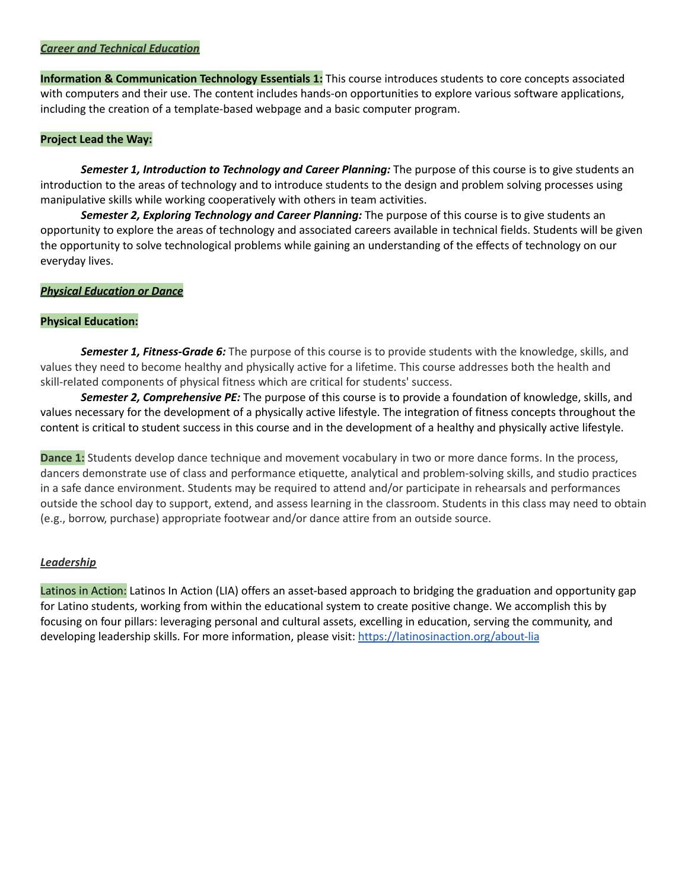***Career and Technical Education***

**Information & Communication Technology Essentials 1:** This course introduces students to core concepts associated with computers and their use. The content includes hands-on opportunities to explore various software applications, including the creation of a template-based webpage and a basic computer program.

**Project Lead the Way:**

***Semester 1, Introduction to Technology and Career Planning:*** The purpose of this course is to give students an introduction to the areas of technology and to introduce students to the design and problem solving processes using manipulative skills while working cooperatively with others in team activities.

***Semester 2, Exploring Technology and Career Planning:*** The purpose of this course is to give students an opportunity to explore the areas of technology and associated careers available in technical fields. Students will be given the opportunity to solve technological problems while gaining an understanding of the effects of technology on our everyday lives.

***Physical Education or Dance***

**Physical Education:**

***Semester 1, Fitness-Grade 6:*** The purpose of this course is to provide students with the knowledge, skills, and values they need to become healthy and physically active for a lifetime. This course addresses both the health and skill-related components of physical fitness which are critical for students' success.

***Semester 2, Comprehensive PE:*** The purpose of this course is to provide a foundation of knowledge, skills, and values necessary for the development of a physically active lifestyle. The integration of fitness concepts throughout the content is critical to student success in this course and in the development of a healthy and physically active lifestyle.

**Dance 1:** Students develop dance technique and movement vocabulary in two or more dance forms. In the process, dancers demonstrate use of class and performance etiquette, analytical and problem-solving skills, and studio practices in a safe dance environment. Students may be required to attend and/or participate in rehearsals and performances outside the school day to support, extend, and assess learning in the classroom. Students in this class may need to obtain (e.g., borrow, purchase) appropriate footwear and/or dance attire from an outside source.

***Leadership***

Latinos in Action: Latinos In Action (LIA) offers an asset-based approach to bridging the graduation and opportunity gap for Latino students, working from within the educational system to create positive change. We accomplish this by focusing on four pillars: leveraging personal and cultural assets, excelling in education, serving the community, and developing leadership skills. For more information, please visit: https://latinosinaction.org/about-lia